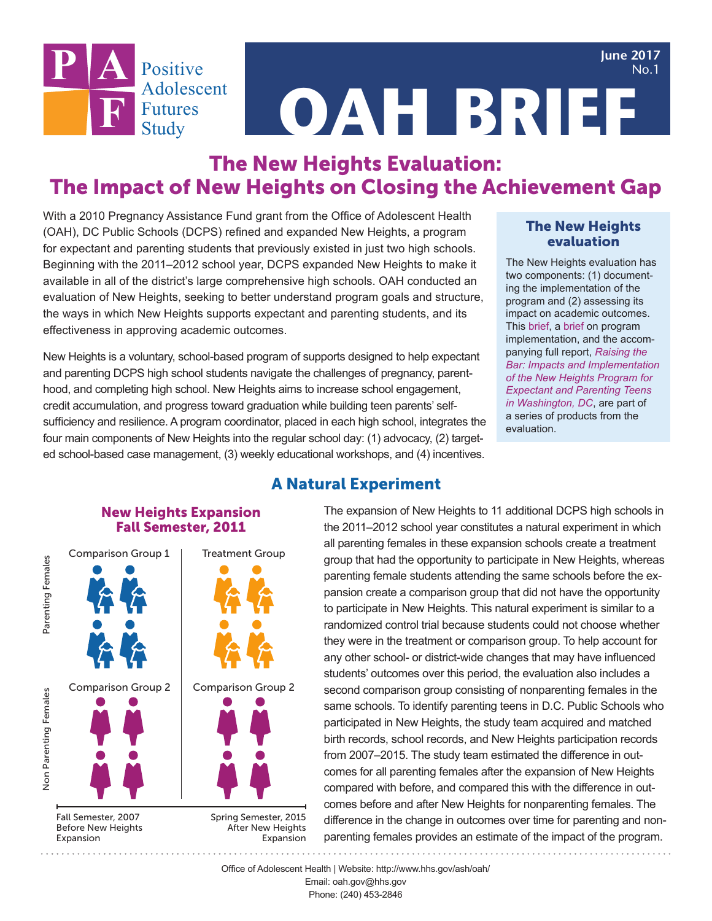# Positive Adolescent Futures Study

**June 2017**
**No.1**

# OAH BRIEF

## The New Heights Evaluation: The Impact of New Heights on Closing the Achievement Gap

With a 2010 Pregnancy Assistance Fund grant from the Office of Adolescent Health (OAH), DC Public Schools (DCPS) refined and expanded New Heights, a program for expectant and parenting students that previously existed in just two high schools. Beginning with the 2011–2012 school year, DCPS expanded New Heights to make it available in all of the district's large comprehensive high schools. OAH conducted an evaluation of New Heights, seeking to better understand program goals and structure, the ways in which New Heights supports expectant and parenting students, and its effectiveness in approving academic outcomes.

New Heights is a voluntary, school-based program of supports designed to help expectant and parenting DCPS high school students navigate the challenges of pregnancy, parenthood, and completing high school. New Heights aims to increase school engagement, credit accumulation, and progress toward graduation while building teen parents' self-sufficiency and resilience. A program coordinator, placed in each high school, integrates the four main components of New Heights into the regular school day: (1) advocacy, (2) targeted school-based case management, (3) weekly educational workshops, and (4) incentives.

### The New Heights evaluation

The New Heights evaluation has two components: (1) documenting the implementation of the program and (2) assessing its impact on academic outcomes. This brief, a brief on program implementation, and the accompanying full report, *Raising the Bar: Impacts and Implementation of the New Heights Program for Expectant and Parenting Teens in Washington, DC*, are part of a series of products from the evaluation.

## A Natural Experiment

### New Heights Expansion Fall Semester, 2011

| | Fall Semester, 2007 Before New Heights Expansion | Spring Semester, 2015 After New Heights Expansion |
|---|---|---|
| Parenting Females | Comparison Group 1 | Treatment Group |
| Non Parenting Females | Comparison Group 2 | Comparison Group 2 |

The expansion of New Heights to 11 additional DCPS high schools in the 2011–2012 school year constitutes a natural experiment in which all parenting females in these expansion schools create a treatment group that had the opportunity to participate in New Heights, whereas parenting female students attending the same schools before the expansion create a comparison group that did not have the opportunity to participate in New Heights. This natural experiment is similar to a randomized control trial because students could not choose whether they were in the treatment or comparison group. To help account for any other school- or district-wide changes that may have influenced students' outcomes over this period, the evaluation also includes a second comparison group consisting of nonparenting females in the same schools. To identify parenting teens in D.C. Public Schools who participated in New Heights, the study team acquired and matched birth records, school records, and New Heights participation records from 2007–2015. The study team estimated the difference in outcomes for all parenting females after the expansion of New Heights compared with before, and compared this with the difference in outcomes before and after New Heights for nonparenting females. The difference in the change in outcomes over time for parenting and nonparenting females provides an estimate of the impact of the program.

Office of Adolescent Health | Website: http://www.hhs.gov/ash/oah/
Email: oah.gov@hhs.gov
Phone: (240) 453-2846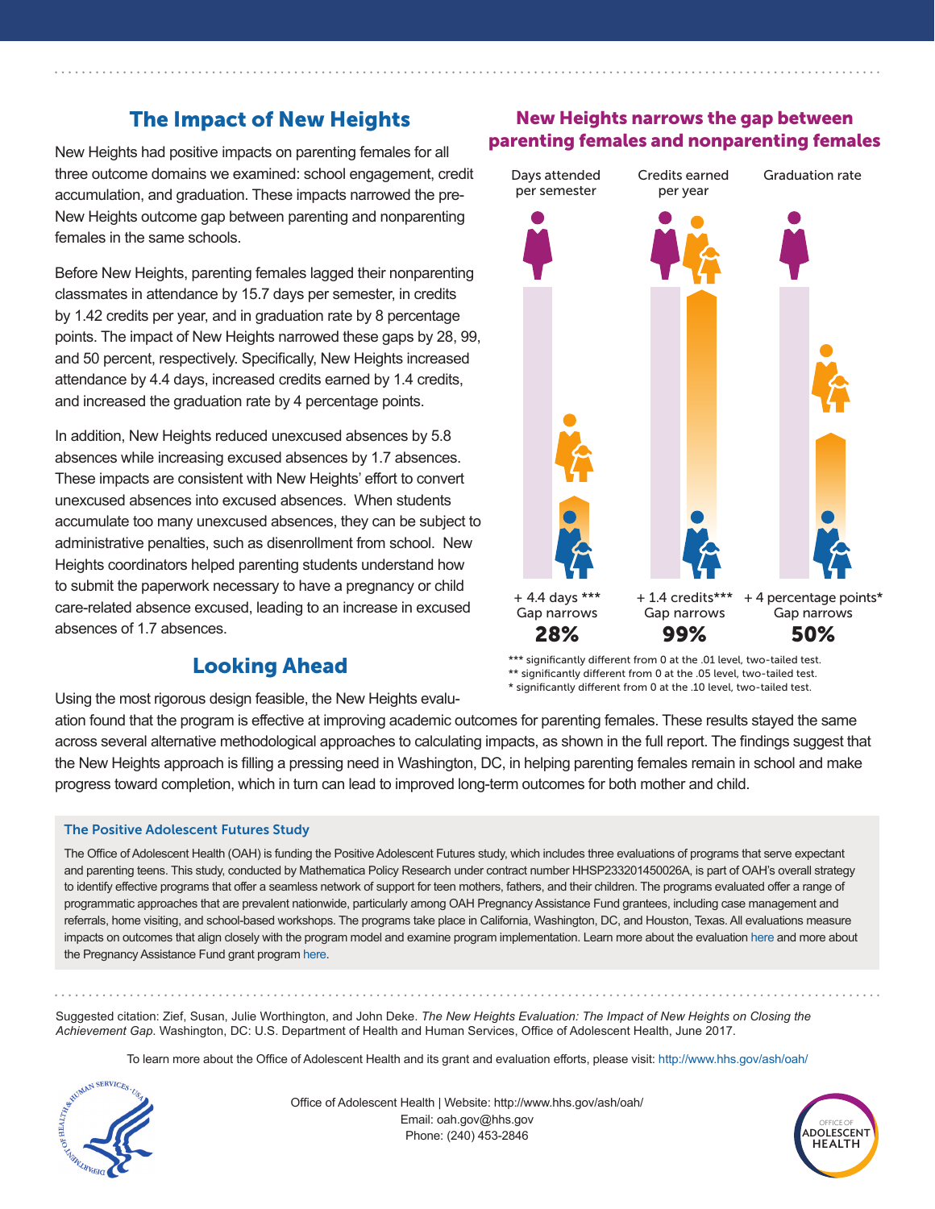## The Impact of New Heights

New Heights had positive impacts on parenting females for all three outcome domains we examined: school engagement, credit accumulation, and graduation. These impacts narrowed the pre-New Heights outcome gap between parenting and nonparenting females in the same schools.

Before New Heights, parenting females lagged their nonparenting classmates in attendance by 15.7 days per semester, in credits by 1.42 credits per year, and in graduation rate by 8 percentage points. The impact of New Heights narrowed these gaps by 28, 99, and 50 percent, respectively. Specifically, New Heights increased attendance by 4.4 days, increased credits earned by 1.4 credits, and increased the graduation rate by 4 percentage points.

In addition, New Heights reduced unexcused absences by 5.8 absences while increasing excused absences by 1.7 absences. These impacts are consistent with New Heights' effort to convert unexcused absences into excused absences. When students accumulate too many unexcused absences, they can be subject to administrative penalties, such as disenrollment from school. New Heights coordinators helped parenting students understand how to submit the paperwork necessary to have a pregnancy or child care-related absence excused, leading to an increase in excused absences of 1.7 absences.

### New Heights narrows the gap between parenting females and nonparenting females

Days attended per semester

Credits earned per year

Graduation rate

+ 4.4 days ***
Gap narrows
**28%**

+ 1.4 credits***
Gap narrows
**99%**

+ 4 percentage points*
Gap narrows
**50%**

*** significantly different from 0 at the .01 level, two-tailed test.
** significantly different from 0 at the .05 level, two-tailed test.
* significantly different from 0 at the .10 level, two-tailed test.

## Looking Ahead

Using the most rigorous design feasible, the New Heights evaluation found that the program is effective at improving academic outcomes for parenting females. These results stayed the same across several alternative methodological approaches to calculating impacts, as shown in the full report. The findings suggest that the New Heights approach is filling a pressing need in Washington, DC, in helping parenting females remain in school and make progress toward completion, which in turn can lead to improved long-term outcomes for both mother and child.

### The Positive Adolescent Futures Study

The Office of Adolescent Health (OAH) is funding the Positive Adolescent Futures study, which includes three evaluations of programs that serve expectant and parenting teens. This study, conducted by Mathematica Policy Research under contract number HHSP233201450026A, is part of OAH's overall strategy to identify effective programs that offer a seamless network of support for teen mothers, fathers, and their children. The programs evaluated offer a range of programmatic approaches that are prevalent nationwide, particularly among OAH Pregnancy Assistance Fund grantees, including case management and referrals, home visiting, and school-based workshops. The programs take place in California, Washington, DC, and Houston, Texas. All evaluations measure impacts on outcomes that align closely with the program model and examine program implementation. Learn more about the evaluation here and more about the Pregnancy Assistance Fund grant program here.

Suggested citation: Zief, Susan, Julie Worthington, and John Deke. *The New Heights Evaluation: The Impact of New Heights on Closing the Achievement Gap*. Washington, DC: U.S. Department of Health and Human Services, Office of Adolescent Health, June 2017.

To learn more about the Office of Adolescent Health and its grant and evaluation efforts, please visit: http://www.hhs.gov/ash/oah/

Office of Adolescent Health | Website: http://www.hhs.gov/ash/oah/
Email: oah.gov@hhs.gov
Phone: (240) 453-2846